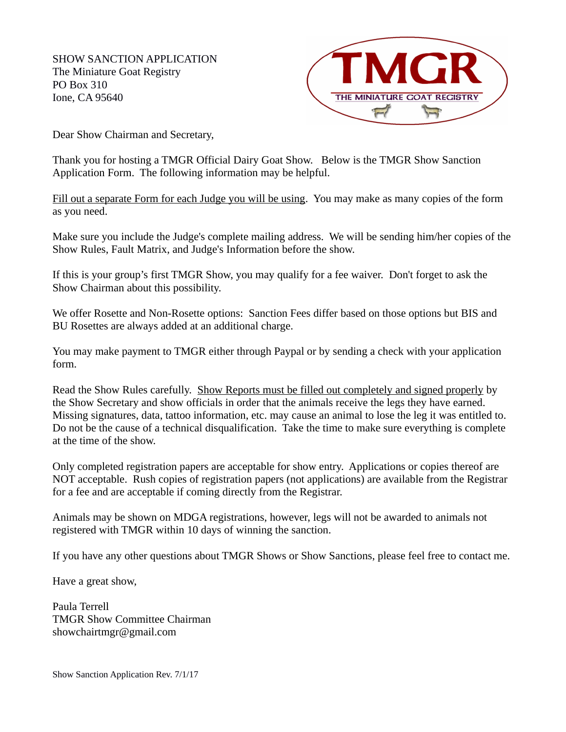SHOW SANCTION APPLICATION
The Miniature Goat Registry
PO Box 310
Ione, CA 95640

Dear Show Chairman and Secretary,

Thank you for hosting a TMGR Official Dairy Goat Show. Below is the TMGR Show Sanction Application Form. The following information may be helpful.

Fill out a separate Form for each Judge you will be using. You may make as many copies of the form as you need.

Make sure you include the Judge's complete mailing address. We will be sending him/her copies of the Show Rules, Fault Matrix, and Judge's Information before the show.

If this is your group's first TMGR Show, you may qualify for a fee waiver. Don't forget to ask the Show Chairman about this possibility.

We offer Rosette and Non-Rosette options: Sanction Fees differ based on those options but BIS and BU Rosettes are always added at an additional charge.

You may make payment to TMGR either through Paypal or by sending a check with your application form.

Read the Show Rules carefully. Show Reports must be filled out completely and signed properly by the Show Secretary and show officials in order that the animals receive the legs they have earned. Missing signatures, data, tattoo information, etc. may cause an animal to lose the leg it was entitled to. Do not be the cause of a technical disqualification. Take the time to make sure everything is complete at the time of the show.

Only completed registration papers are acceptable for show entry. Applications or copies thereof are NOT acceptable. Rush copies of registration papers (not applications) are available from the Registrar for a fee and are acceptable if coming directly from the Registrar.

Animals may be shown on MDGA registrations, however, legs will not be awarded to animals not registered with TMGR within 10 days of winning the sanction.

If you have any other questions about TMGR Shows or Show Sanctions, please feel free to contact me.

Have a great show,

Paula Terrell
TMGR Show Committee Chairman
showchairtmgr@gmail.com

Show Sanction Application Rev. 7/1/17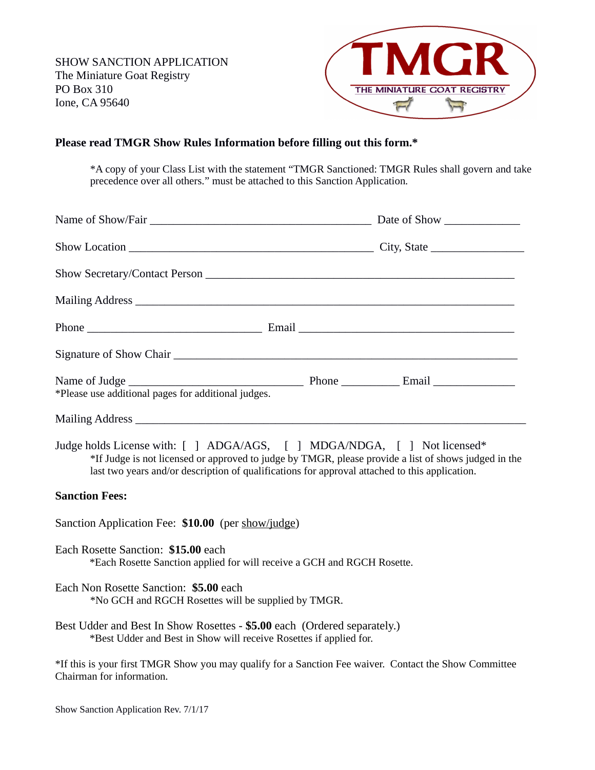SHOW SANCTION APPLICATION
The Miniature Goat Registry
PO Box 310
Ione, CA 95640

**Please read TMGR Show Rules Information before filling out this form.***

> *A copy of your Class List with the statement "TMGR Sanctioned: TMGR Rules shall govern and take precedence over all others." must be attached to this Sanction Application.

Name of Show/Fair ______________________________________ Date of Show _____________

Show Location ___________________________________________ City, State ________________

Show Secretary/Contact Person ______________________________________________________

Mailing Address __________________________________________________________________

Phone ______________________________ Email _____________________________________

Signature of Show Chair ___________________________________________________________

Name of Judge ______________________________ Phone __________ Email ______________
*Please use additional pages for additional judges.

Mailing Address ___________________________________________________________________

Judge holds License with: [ ] ADGA/AGS, [ ] MDGA/NDGA, [ ] Not licensed*

> *If Judge is not licensed or approved to judge by TMGR, please provide a list of shows judged in the last two years and/or description of qualifications for approval attached to this application.

**Sanction Fees:**

Sanction Application Fee: **$10.00** (per show/judge)

Each Rosette Sanction: **$15.00** each

> *Each Rosette Sanction applied for will receive a GCH and RGCH Rosette.

Each Non Rosette Sanction: **$5.00** each

> *No GCH and RGCH Rosettes will be supplied by TMGR.

Best Udder and Best In Show Rosettes - **$5.00** each (Ordered separately.)

> *Best Udder and Best in Show will receive Rosettes if applied for.

*If this is your first TMGR Show you may qualify for a Sanction Fee waiver. Contact the Show Committee Chairman for information.

Show Sanction Application Rev. 7/1/17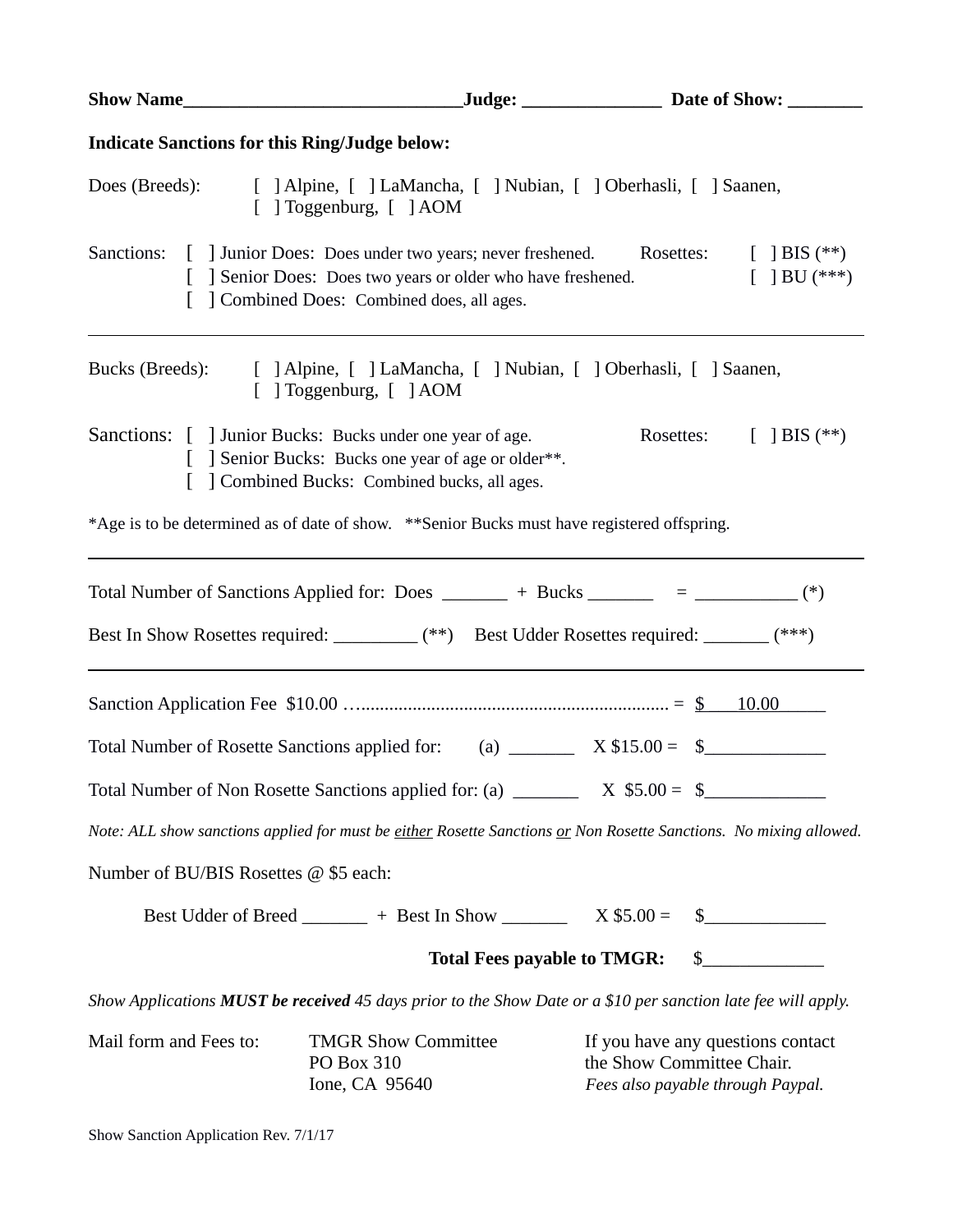**Show Name______________________________Judge: _______________ Date of Show: ________**

**Indicate Sanctions for this Ring/Judge below:**

Does (Breeds): [ ] Alpine, [ ] LaMancha, [ ] Nubian, [ ] Oberhasli, [ ] Saanen,
[ ] Toggenburg, [ ] AOM

Sanctions: [ ] Junior Does: Does under two years; never freshened.
[ ] Senior Does: Does two years or older who have freshened.
[ ] Combined Does: Combined does, all ages.

Rosettes: [ ] BIS (**)
[ ] BU (***)

---

Bucks (Breeds): [ ] Alpine, [ ] LaMancha, [ ] Nubian, [ ] Oberhasli, [ ] Saanen,
[ ] Toggenburg, [ ] AOM

Sanctions: [ ] Junior Bucks: Bucks under one year of age.
[ ] Senior Bucks: Bucks one year of age or older**.
[ ] Combined Bucks: Combined bucks, all ages.

Rosettes: [ ] BIS (**)

*Age is to be determined as of date of show. **Senior Bucks must have registered offspring.

---

Total Number of Sanctions Applied for: Does _______ + Bucks _______ = ___________ (*)

Best In Show Rosettes required: _________ (**) Best Udder Rosettes required: _______ (***)

---

Sanction Application Fee $10.00 …................................................................ = $ 10.00

Total Number of Rosette Sanctions applied for: (a) _______ X $15.00 = $_____________

Total Number of Non Rosette Sanctions applied for: (a) _______ X $5.00 = $_____________

*Note: ALL show sanctions applied for must be either Rosette Sanctions or Non Rosette Sanctions. No mixing allowed.*

Number of BU/BIS Rosettes @ $5 each:

Best Udder of Breed _______ + Best In Show _______ X $5.00 = $_____________

**Total Fees payable to TMGR:** $_____________

*Show Applications **MUST be received** 45 days prior to the Show Date or a $10 per sanction late fee will apply.*

Mail form and Fees to:
TMGR Show Committee
PO Box 310
Ione, CA 95640

If you have any questions contact the Show Committee Chair.
*Fees also payable through Paypal.*

Show Sanction Application Rev. 7/1/17